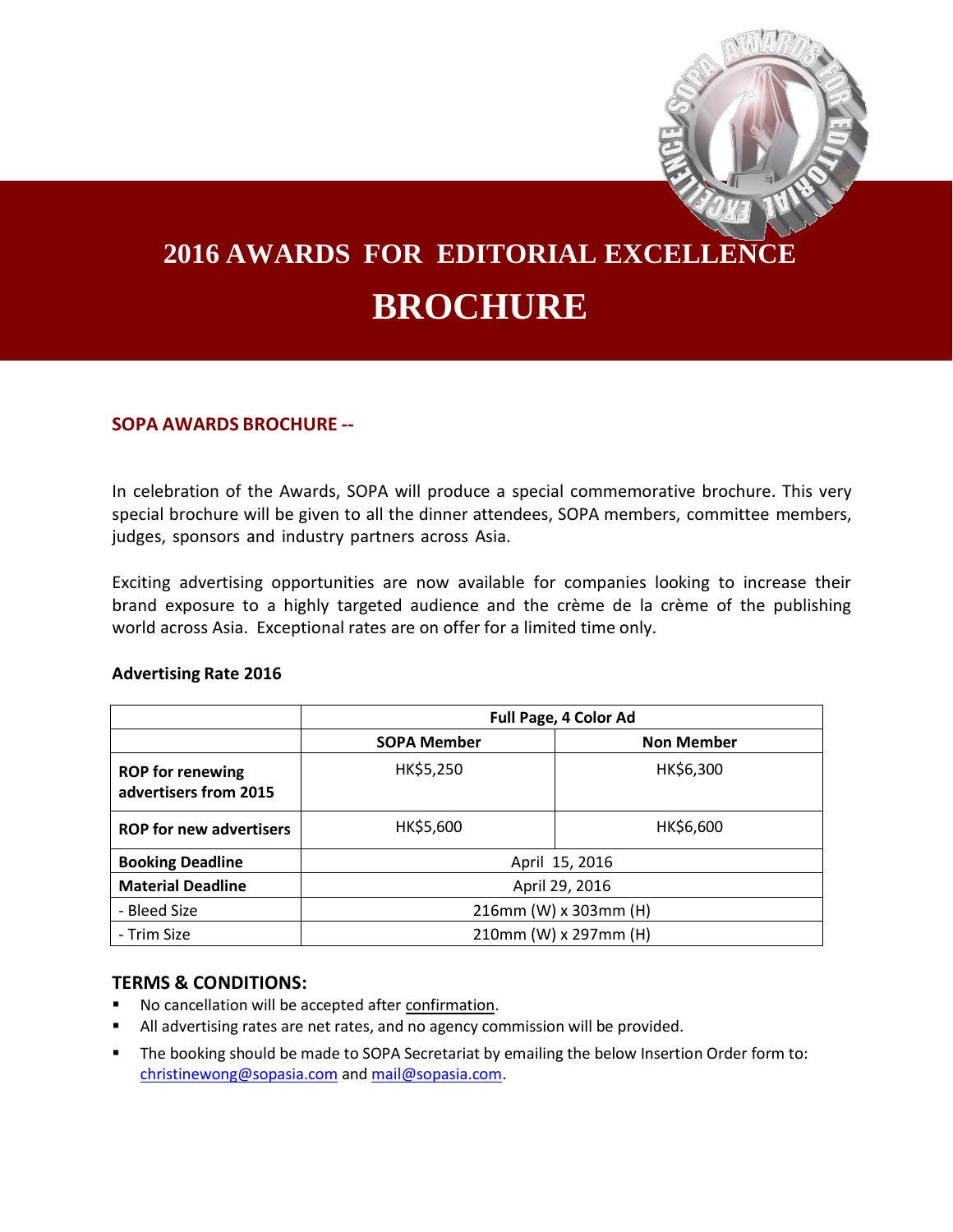# 2016 AWARDS FOR EDITORIAL EXCELLENCE

# BROCHURE

**SOPA AWARDS BROCHURE --**

In celebration of the Awards, SOPA will produce a special commemorative brochure. This very special brochure will be given to all the dinner attendees, SOPA members, committee members, judges, sponsors and industry partners across Asia.

Exciting advertising opportunities are now available for companies looking to increase their brand exposure to a highly targeted audience and the crème de la crème of the publishing world across Asia. Exceptional rates are on offer for a limited time only.

**Advertising Rate 2016**

| | Full Page, 4 Color Ad | |
|---|---|---|
| | **SOPA Member** | **Non Member** |
| **ROP for renewing advertisers from 2015** | HK$5,250 | HK$6,300 |
| **ROP for new advertisers** | HK$5,600 | HK$6,600 |
| **Booking Deadline** | April 15, 2016 | |
| **Material Deadline** | April 29, 2016 | |
| - Bleed Size | 216mm (W) x 303mm (H) | |
| - Trim Size | 210mm (W) x 297mm (H) | |

## TERMS & CONDITIONS:

- No cancellation will be accepted after confirmation.
- All advertising rates are net rates, and no agency commission will be provided.
- The booking should be made to SOPA Secretariat by emailing the below Insertion Order form to: christinewong@sopasia.com and mail@sopasia.com.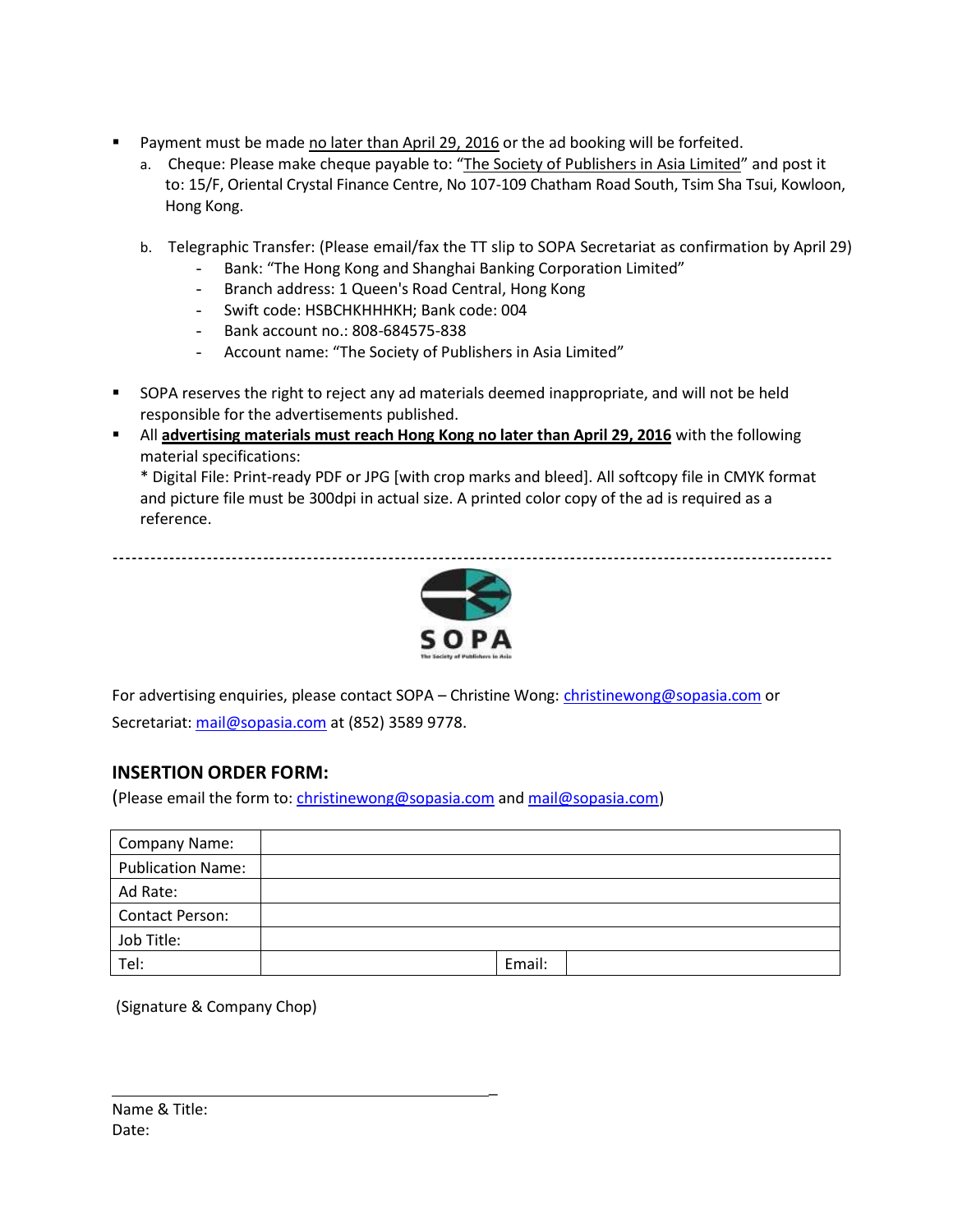- Payment must be made no later than April 29, 2016 or the ad booking will be forfeited.
  a. Cheque: Please make cheque payable to: "The Society of Publishers in Asia Limited" and post it to: 15/F, Oriental Crystal Finance Centre, No 107-109 Chatham Road South, Tsim Sha Tsui, Kowloon, Hong Kong.

  b. Telegraphic Transfer: (Please email/fax the TT slip to SOPA Secretariat as confirmation by April 29)
     - Bank: "The Hong Kong and Shanghai Banking Corporation Limited"
     - Branch address: 1 Queen's Road Central, Hong Kong
     - Swift code: HSBCHKHHHKH; Bank code: 004
     - Bank account no.: 808-684575-838
     - Account name: "The Society of Publishers in Asia Limited"

- SOPA reserves the right to reject any ad materials deemed inappropriate, and will not be held responsible for the advertisements published.
- All **advertising materials must reach Hong Kong no later than April 29, 2016** with the following material specifications:
  * Digital File: Print-ready PDF or JPG [with crop marks and bleed]. All softcopy file in CMYK format and picture file must be 300dpi in actual size. A printed color copy of the ad is required as a reference.

---

SOPA
The Society of Publishers in Asia

For advertising enquiries, please contact SOPA – Christine Wong: christinewong@sopasia.com or Secretariat: mail@sopasia.com at (852) 3589 9778.

## INSERTION ORDER FORM:

(Please email the form to: christinewong@sopasia.com and mail@sopasia.com)

| | | | |
|---|---|---|---|
| Company Name: | | | |
| Publication Name: | | | |
| Ad Rate: | | | |
| Contact Person: | | | |
| Job Title: | | | |
| Tel: | | Email: | |

(Signature & Company Chop)

_______________________________________

Name & Title:
Date: